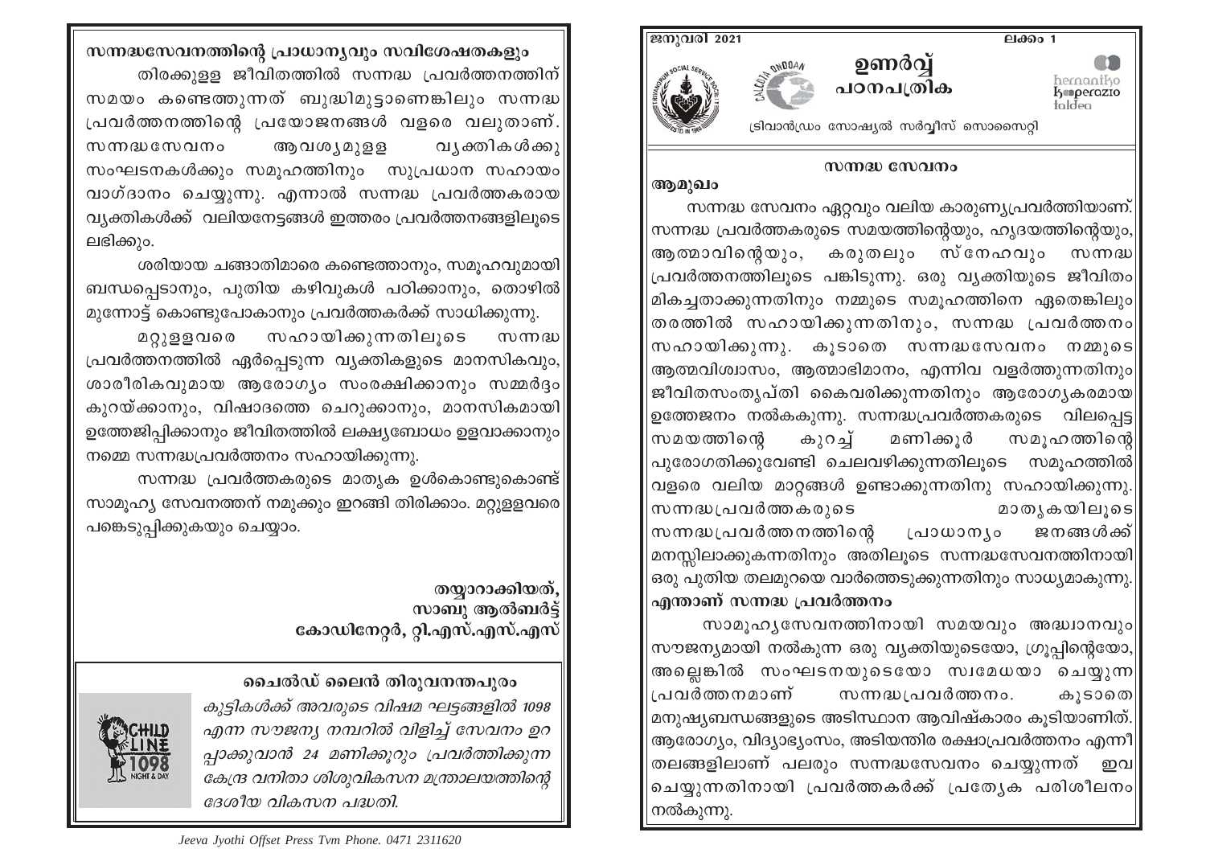ജനുവരി 2021 ലക്കം 1

# ഉണർവ്വ്
## പഠനപത്രിക

ട്രിവാൻഡ്രം സോഷ്യൽ സർവ്വീസ് സൊസൈറ്റി

### സന്നദ്ധ സേവനം

**ആമുഖം**

സന്നദ്ധ സേവനം ഏറ്റവും വലിയ കാരുണ്യപ്രവർത്തിയാണ്. സന്നദ്ധ പ്രവർത്തകരുടെ സമയത്തിന്റെയും, ഹൃദയത്തിന്റെയും, ആത്മാവിന്റെയും, കരുതലും സ്നേഹവും സന്നദ്ധ പ്രവർത്തനത്തിലൂടെ പങ്കിടുന്നു. ഒരു വ്യക്തിയുടെ ജീവിതം മികച്ചതാക്കുന്നതിനും നമ്മുടെ സമൂഹത്തിനെ ഏതെങ്കിലും തരത്തിൽ സഹായിക്കുന്നതിനും, സന്നദ്ധ പ്രവർത്തനം സഹായിക്കുന്നു. കൂടാതെ സന്നദ്ധസേവനം നമ്മുടെ ആത്മവിശ്വാസം, ആത്മാഭിമാനം, എന്നിവ വളർത്തുന്നതിനും ജീവിതസംതൃപ്തി കൈവരിക്കുന്നതിനും ആരോഗ്യകരമായ ഉത്തേജനം നൽകകുന്നു. സന്നദ്ധപ്രവർത്തകരുടെ വിലപ്പെട്ട സമയത്തിന്റെ കുറച്ച് മണിക്കൂർ സമൂഹത്തിന്റെ പുരോഗതിക്കുവേണ്ടി ചെലവഴിക്കുന്നതിലൂടെ സമൂഹത്തിൽ വളരെ വലിയ മാറ്റങ്ങൾ ഉണ്ടാക്കുന്നതിനു സഹായിക്കുന്നു. സന്നദ്ധപ്രവർത്തകരുടെ മാതൃകയിലൂടെ സന്നദ്ധപ്രവർത്തനത്തിന്റെ പ്രാധാന്യം ജനങ്ങൾക്ക് മനസ്സിലാക്കുകന്നതിനും അതിലൂടെ സന്നദ്ധസേവനത്തിനായി ഒരു പുതിയ തലമുറയെ വാർത്തെടുക്കുന്നതിനും സാധ്യമാകുന്നു.

**എന്താണ് സന്നദ്ധ പ്രവർത്തനം**

സാമൂഹ്യസേവനത്തിനായി സമയവും അദ്ധ്വാനവും സൗജന്യമായി നൽകുന്ന ഒരു വ്യക്തിയുടെയോ, ഗ്രൂപ്പിന്റെയോ, അല്ലെങ്കിൽ സംഘടനയുടെയോ സ്വമേധയാ ചെയ്യുന്ന പ്രവർത്തനമാണ് സന്നദ്ധപ്രവർത്തനം. കൂടാതെ മനുഷ്യബന്ധങ്ങളുടെ അടിസ്ഥാന ആവിഷ്കാരം കൂടിയാണിത്. ആരോഗ്യം, വിദ്യാഭ്യാസം, അടിയന്തിര രക്ഷാപ്രവർത്തനം എന്നീ തലങ്ങളിലാണ് പലരും സന്നദ്ധസേവനം ചെയ്യുന്നത് ഇവ ചെയ്യുന്നതിനായി പ്രവർത്തകർക്ക് പ്രത്യേക പരിശീലനം നൽകുന്നു.

**സന്നദ്ധസേവനത്തിന്റെ പ്രാധാന്യവും സവിശേഷതകളും**

തിരക്കുള്ള ജീവിതത്തിൽ സന്നദ്ധ പ്രവർത്തനത്തിന് സമയം കണ്ടെത്തുന്നത് ബുദ്ധിമുട്ടാണെങ്കിലും സന്നദ്ധ പ്രവർത്തനത്തിന്റെ പ്രയോജനങ്ങൾ വളരെ വലുതാണ്. സന്നദ്ധസേവനം ആവശ്യമുളള വ്യക്തികൾക്കു സംഘടനകൾക്കും സമൂഹത്തിനും സുപ്രധാന സഹായം വാഗ്ദാനം ചെയ്യുന്നു. എന്നാൽ സന്നദ്ധ പ്രവർത്തകരായ വ്യക്തികൾക്ക് വലിയനേട്ടങ്ങൾ ഇത്തരം പ്രവർത്തനങ്ങളിലൂടെ ലഭിക്കും.

ശരിയായ ചങ്ങാതിമാരെ കണ്ടെത്താനും, സമൂഹവുമായി ബന്ധപ്പെടാനും, പുതിയ കഴിവുകൾ പഠിക്കാനും, തൊഴിൽ മുന്നോട്ട് കൊണ്ടുപോകാനും പ്രവർത്തകർക്ക് സാധിക്കുന്നു.

മറ്റുളളവരെ സഹായിക്കുന്നതിലൂടെ സന്നദ്ധ പ്രവർത്തനത്തിൽ ഏർപ്പെടുന്ന വ്യക്തികളുടെ മാനസികവും, ശാരീരികവുമായ ആരോഗ്യം സംരക്ഷിക്കാനും സമ്മർദ്ദം കുറയ്ക്കാനും, വിഷാദത്തെ ചെറുക്കാനും, മാനസികമായി ഉത്തേജിപ്പിക്കാനും ജീവിതത്തിൽ ലക്ഷ്യബോധം ഉളവാക്കാനും നമ്മെ സന്നദ്ധപ്രവർത്തനം സഹായിക്കുന്നു.

സന്നദ്ധ പ്രവർത്തകരുടെ മാതൃക ഉൾകൊണ്ടുകൊണ്ട് സാമൂഹ്യ സേവനത്തന് നമുക്കും ഇറങ്ങി തിരിക്കാം. മറ്റുളളവരെ പങ്കെടുപ്പിക്കുകയും ചെയ്യാം.

**തയ്യാറാക്കിയത്,**
**സാബു ആൽബർട്ട്**
**കോഡിനേറ്റർ, റ്റി.എസ്.എസ്.എസ്**

**ചൈൽഡ് ലൈൻ തിരുവനന്തപുരം**

*കുട്ടികൾക്ക് അവരുടെ വിഷമ ഘട്ടങ്ങളിൽ 1098 എന്ന സൗജന്യ നമ്പറിൽ വിളിച്ച് സേവനം ഉറപ്പാക്കുവാൻ 24 മണിക്കൂറും പ്രവർത്തിക്കുന്ന കേന്ദ്ര വനിതാ ശിശുവികസന മന്ത്രാലയത്തിന്റെ ദേശീയ വികസന പദ്ധതി.*

Jeeva Jyothi Offset Press Tvm Phone. 0471 2311620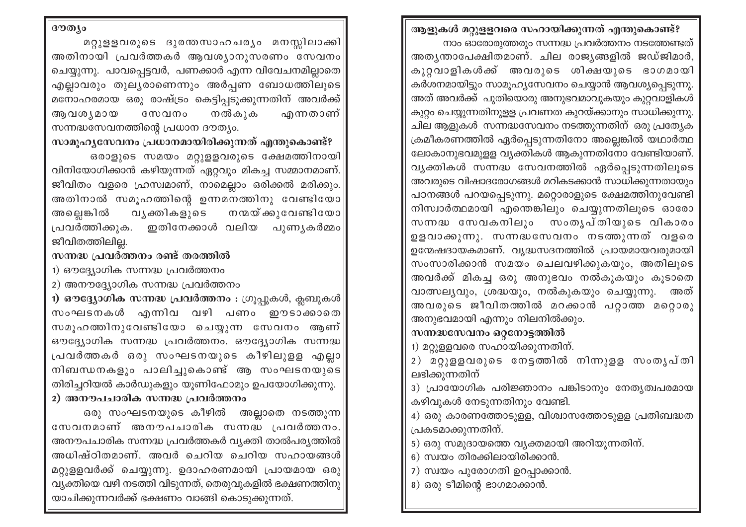**ദൗത്യം**

മറ്റുള്ളവരുടെ ദുരന്തസാഹചര്യം മനസ്സിലാക്കി അതിനായി പ്രവർത്തകർ ആവശ്യാനുസരണം സേവനം ചെയ്യുന്നു. പാവപ്പെട്ടവർ, പണക്കാർ എന്ന വിവേചനമില്ലാതെ എല്ലാവരും തുല്യരാണെന്നും അർപ്പണ ബോധത്തിലൂടെ മനോഹരമായ ഒരു രാഷ്ട്രം കെട്ടിപ്പടുക്കുന്നതിന് അവർക്ക് ആവശ്യമായ സേവനം നൽകുക എന്നതാണ് സന്നദ്ധസേവനത്തിന്റെ പ്രധാന ദൗത്യം.

**സാമൂഹ്യസേവനം പ്രധാനമായിരിക്കുന്നത് എന്തുകൊണ്ട്?**

ഒരാളുടെ സമയം മറ്റുള്ളവരുടെ ക്ഷേമത്തിനായി വിനിയോഗിക്കാൻ കഴിയുന്നത് ഏറ്റവും മികച്ച സമ്മാനമാണ്. ജീവിതം വളരെ ഹ്രസ്വമാണ്, നാമെല്ലാം ഒരിക്കൽ മരിക്കും. അതിനാൽ സമൂഹത്തിന്റെ ഉന്നമനത്തിനു വേണ്ടിയോ അല്ലെങ്കിൽ വ്യക്തികളുടെ നന്മയ്ക്കുവേണ്ടിയോ പ്രവർത്തിക്കുക. ഇതിനേക്കാൾ വലിയ പുണ്യകർമ്മം ജീവിതത്തിലില്ല.

**സന്നദ്ധ പ്രവർത്തനം രണ്ട് തരത്തിൽ**

1) ഔദ്യോഗിക സന്നദ്ധ പ്രവർത്തനം

2) അനൗദ്യോഗിക സന്നദ്ധ പ്രവർത്തനം

**1) ഔദ്യോഗിക സന്നദ്ധ പ്രവർത്തനം :** ഗ്രൂപ്പുകൾ, ക്ലബുകൾ സംഘടനകൾ എന്നിവ വഴി പണം ഈടാക്കാതെ സമൂഹത്തിനുവേണ്ടിയോ ചെയ്യുന്ന സേവനം ആണ് ഔദ്യോഗിക സന്നദ്ധ പ്രവർത്തനം. ഔദ്യോഗിക സന്നദ്ധ പ്രവർത്തകർ ഒരു സംഘടനയുടെ കീഴിലുള്ള എല്ലാ നിബന്ധനകളും പാലിച്ചുകൊണ്ട് ആ സംഘടനയുടെ തിരിച്ചറിയൽ കാർഡുകളും യൂണിഫോമും ഉപയോഗിക്കുന്നു.

**2) അനൗപചാരിക സന്നദ്ധ പ്രവർത്തനം**

ഒരു സംഘടനയുടെ കീഴിൽ അല്ലാതെ നടത്തുന്ന സേവനമാണ് അനൗപചാരിക സന്നദ്ധ പ്രവർത്തനം. അനൗപചാരിക സന്നദ്ധ പ്രവർത്തകർ വ്യക്തി താൽപര്യത്തിൽ അധിഷ്ഠിതമാണ്. അവർ ചെറിയ ചെറിയ സഹായങ്ങൾ മറ്റുള്ളവർക്ക് ചെയ്യുന്നു. ഉദാഹരണമായി പ്രായമായ ഒരു വ്യക്തിയെ വഴി നടത്തി വിടുന്നത്, തെരുവുകളിൽ ഭക്ഷണത്തിനു യാചിക്കുന്നവർക്ക് ഭക്ഷണം വാങ്ങി കൊടുക്കുന്നത്.

**ആളുകൾ മറ്റുള്ളവരെ സഹായിക്കുന്നത് എന്തുകൊണ്ട്?**

നാം ഓരോരുത്തരും സന്നദ്ധ പ്രവർത്തനം നടത്തേണ്ടത് അത്യന്താപേക്ഷിതമാണ്. ചില രാജ്യങ്ങളിൽ ജഡ്ജിമാർ, കുറ്റവാളികൾക്ക് അവരുടെ ശിക്ഷയുടെ ഭാഗമായി കർശനമായിട്ടും സാമൂഹ്യസേവനം ചെയ്യാൻ ആവശ്യപ്പെടുന്നു. അത് അവർക്ക് പുതിയൊരു അനുഭവമാവുകയും കുറ്റവാളികൾ കുറ്റം ചെയ്യുന്നതിനുള്ള പ്രവണത കുറയ്ക്കാനും സാധിക്കുന്നു. ചില ആളുകൾ സന്നദ്ധസേവനം നടത്തുന്നതിന് ഒരു പ്രത്യേക ക്രമീകരണത്തിൽ ഏർപ്പെടുന്നതിനോ അല്ലെങ്കിൽ യഥാർത്ഥ ലോകാനുഭവമുള്ള വ്യക്തികൾ ആകുന്നതിനോ വേണ്ടിയാണ്. വ്യക്തികൾ സന്നദ്ധ സേവനത്തിൽ ഏർപ്പെടുന്നതിലൂടെ അവരുടെ വിഷാദരോഗങ്ങൾ മറികടക്കാൻ സാധിക്കുന്നതായും പഠനങ്ങൾ പറയപ്പെടുന്നു. മറ്റൊരാളുടെ ക്ഷേമത്തിനുവേണ്ടി നിസ്വാർത്ഥമായി എന്തെങ്കിലും ചെയ്യുന്നതിലൂടെ ഓരോ സന്നദ്ധ സേവകനിലും സംതൃപ്തിയുടെ വികാരം ഉളവാക്കുന്നു. സന്നദ്ധസേവനം നടത്തുന്നത് വളരെ ഉന്മേഷദായകമാണ്. വൃദ്ധസദനത്തിൽ പ്രായമായവരുമായി സംസാരിക്കാൻ സമയം ചെലവഴിക്കുകയും, അതിലൂടെ അവർക്ക് മികച്ച ഒരു അനുഭവം നൽകുകയും കൂടാതെ വാത്സല്യവും, ശ്രദ്ധയും, നൽകുകയും ചെയ്യുന്നു. അത് അവരുടെ ജീവിതത്തിൽ മറക്കാൻ പറ്റാത്ത മറ്റൊരു അനുഭവമായി എന്നും നിലനിൽക്കും.

**സന്നദ്ധസേവനം ഒറ്റനോട്ടത്തിൽ**

1) മറ്റുള്ളവരെ സഹായിക്കുന്നതിന്.

2) മറ്റുള്ളവരുടെ നേട്ടത്തിൽ നിന്നുള്ള സംതൃപ്തി ലഭിക്കുന്നതിന്

3) പ്രായോഗിക പരിജ്ഞാനം പങ്കിടാനും നേതൃത്വപരമായ കഴിവുകൾ നേടുന്നതിനും വേണ്ടി.

4) ഒരു കാരണത്തോടുള്ള, വിശ്വാസത്തോടുള്ള പ്രതിബദ്ധത പ്രകടമാക്കുന്നതിന്.

5) ഒരു സമുദായത്തെ വ്യക്തമായി അറിയുന്നതിന്.

6) സ്വയം തിരക്കിലായിരിക്കാൻ.

7) സ്വയം പുരോഗതി ഉറപ്പാക്കാൻ.

8) ഒരു ടീമിന്റെ ഭാഗമാക്കാൻ.